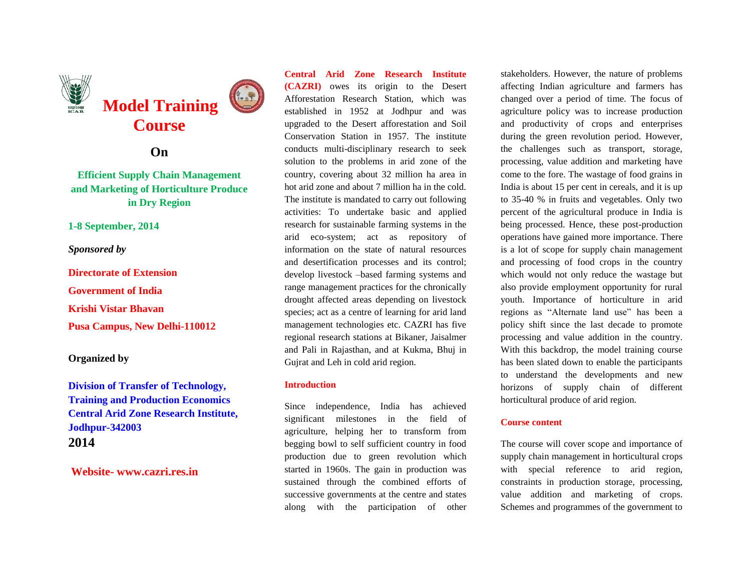# Model Training Course

## On

**Efficient Supply Chain Management and Marketing of Horticulture Produce in Dry Region**

**1-8 September, 2014**

***Sponsored by***

**Directorate of Extension**

**Government of India**

**Krishi Vistar Bhavan**

**Pusa Campus, New Delhi-110012**

**Organized by**

**Division of Transfer of Technology, Training and Production Economics**
**Central Arid Zone Research Institute, Jodhpur-342003**
**2014**

**Website- www.cazri.res.in**

**Central Arid Zone Research Institute (CAZRI)** owes its origin to the Desert Afforestation Research Station, which was established in 1952 at Jodhpur and was upgraded to the Desert afforestation and Soil Conservation Station in 1957. The institute conducts multi-disciplinary research to seek solution to the problems in arid zone of the country, covering about 32 million ha area in hot arid zone and about 7 million ha in the cold. The institute is mandated to carry out following activities: To undertake basic and applied research for sustainable farming systems in the arid eco-system; act as repository of information on the state of natural resources and desertification processes and its control; develop livestock –based farming systems and range management practices for the chronically drought affected areas depending on livestock species; act as a centre of learning for arid land management technologies etc. CAZRI has five regional research stations at Bikaner, Jaisalmer and Pali in Rajasthan, and at Kukma, Bhuj in Gujrat and Leh in cold arid region.

### Introduction

Since independence, India has achieved significant milestones in the field of agriculture, helping her to transform from begging bowl to self sufficient country in food production due to green revolution which started in 1960s. The gain in production was sustained through the combined efforts of successive governments at the centre and states along with the participation of other stakeholders. However, the nature of problems affecting Indian agriculture and farmers has changed over a period of time. The focus of agriculture policy was to increase production and productivity of crops and enterprises during the green revolution period. However, the challenges such as transport, storage, processing, value addition and marketing have come to the fore. The wastage of food grains in India is about 15 per cent in cereals, and it is up to 35-40 % in fruits and vegetables. Only two percent of the agricultural produce in India is being processed. Hence, these post-production operations have gained more importance. There is a lot of scope for supply chain management and processing of food crops in the country which would not only reduce the wastage but also provide employment opportunity for rural youth. Importance of horticulture in arid regions as "Alternate land use" has been a policy shift since the last decade to promote processing and value addition in the country. With this backdrop, the model training course has been slated down to enable the participants to understand the developments and new horizons of supply chain of different horticultural produce of arid region.

### Course content

The course will cover scope and importance of supply chain management in horticultural crops with special reference to arid region, constraints in production storage, processing, value addition and marketing of crops. Schemes and programmes of the government to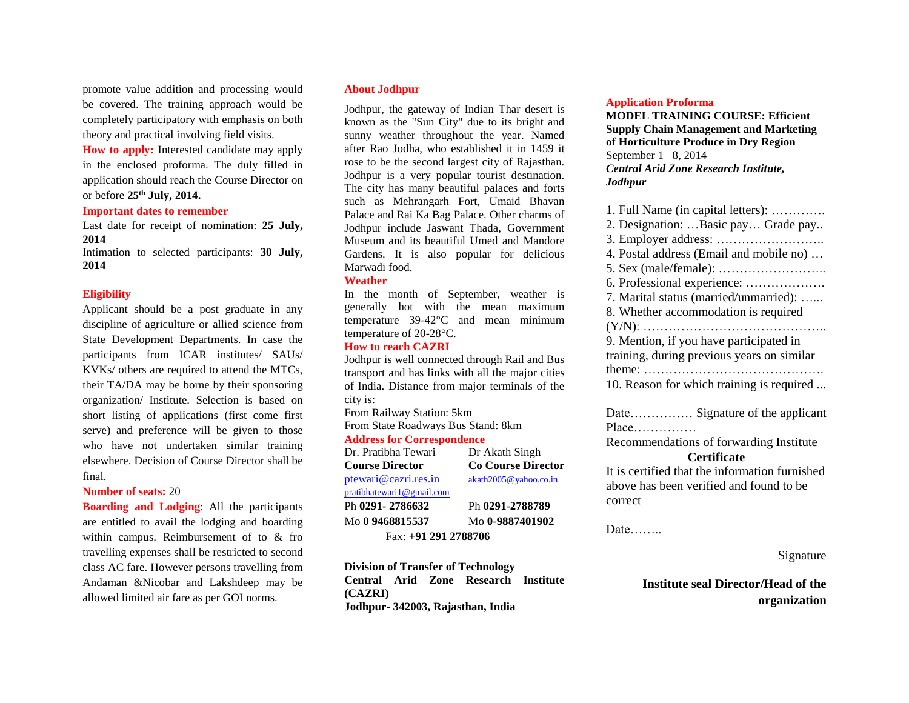promote value addition and processing would be covered. The training approach would be completely participatory with emphasis on both theory and practical involving field visits.

**How to apply:** Interested candidate may apply in the enclosed proforma. The duly filled in application should reach the Course Director on or before **25th July, 2014.**

### Important dates to remember

Last date for receipt of nomination: **25 July, 2014**

Intimation to selected participants: **30 July, 2014**

### Eligibility

Applicant should be a post graduate in any discipline of agriculture or allied science from State Development Departments. In case the participants from ICAR institutes/ SAUs/ KVKs/ others are required to attend the MTCs, their TA/DA may be borne by their sponsoring organization/ Institute. Selection is based on short listing of applications (first come first serve) and preference will be given to those who have not undertaken similar training elsewhere. Decision of Course Director shall be final.

**Number of seats:** 20

**Boarding and Lodging**: All the participants are entitled to avail the lodging and boarding within campus. Reimbursement of to & fro travelling expenses shall be restricted to second class AC fare. However persons travelling from Andaman &Nicobar and Lakshdeep may be allowed limited air fare as per GOI norms.

### About Jodhpur

Jodhpur, the gateway of Indian Thar desert is known as the "Sun City" due to its bright and sunny weather throughout the year. Named after Rao Jodha, who established it in 1459 it rose to be the second largest city of Rajasthan. Jodhpur is a very popular tourist destination. The city has many beautiful palaces and forts such as Mehrangarh Fort, Umaid Bhavan Palace and Rai Ka Bag Palace. Other charms of Jodhpur include Jaswant Thada, Government Museum and its beautiful Umed and Mandore Gardens. It is also popular for delicious Marwadi food.

### Weather

In the month of September, weather is generally hot with the mean maximum temperature 39-42°C and mean minimum temperature of 20-28°C.

### How to reach CAZRI

Jodhpur is well connected through Rail and Bus transport and has links with all the major cities of India. Distance from major terminals of the city is:

From Railway Station: 5km

From State Roadways Bus Stand: 8km

### Address for Correspondence

| | |
|---|---|
| Dr. Pratibha Tewari | Dr Akath Singh |
| **Course Director** | **Co Course Director** |
| ptewari@cazri.res.in<br>pratibhatewari1@gmail.com | akath2005@yahoo.co.in |
| Ph **0291- 2786632** | Ph **0291-2788789** |
| Mo **0 9468815537** | Mo **0-9887401902** |

Fax: **+91 291 2788706**

**Division of Transfer of Technology**
**Central Arid Zone Research Institute (CAZRI)**
**Jodhpur- 342003, Rajasthan, India**

### Application Proforma

**MODEL TRAINING COURSE: Efficient Supply Chain Management and Marketing of Horticulture Produce in Dry Region**

September 1 –8, 2014

***Central Arid Zone Research Institute, Jodhpur***

1. Full Name (in capital letters): ………….
2. Designation: …Basic pay… Grade pay..
3. Employer address: ……………………..
4. Postal address (Email and mobile no) …
5. Sex (male/female): ……………………..
6. Professional experience: ……………….
7. Marital status (married/unmarried): …...
8. Whether accommodation is required (Y/N): ……………………………………..
9. Mention, if you have participated in training, during previous years on similar theme: …………………………………….
10. Reason for which training is required ...

Date…………… Signature of the applicant

Place……………

Recommendations of forwarding Institute

**Certificate**

It is certified that the information furnished above has been verified and found to be correct

Date……..

Signature

**Institute seal Director/Head of the organization**